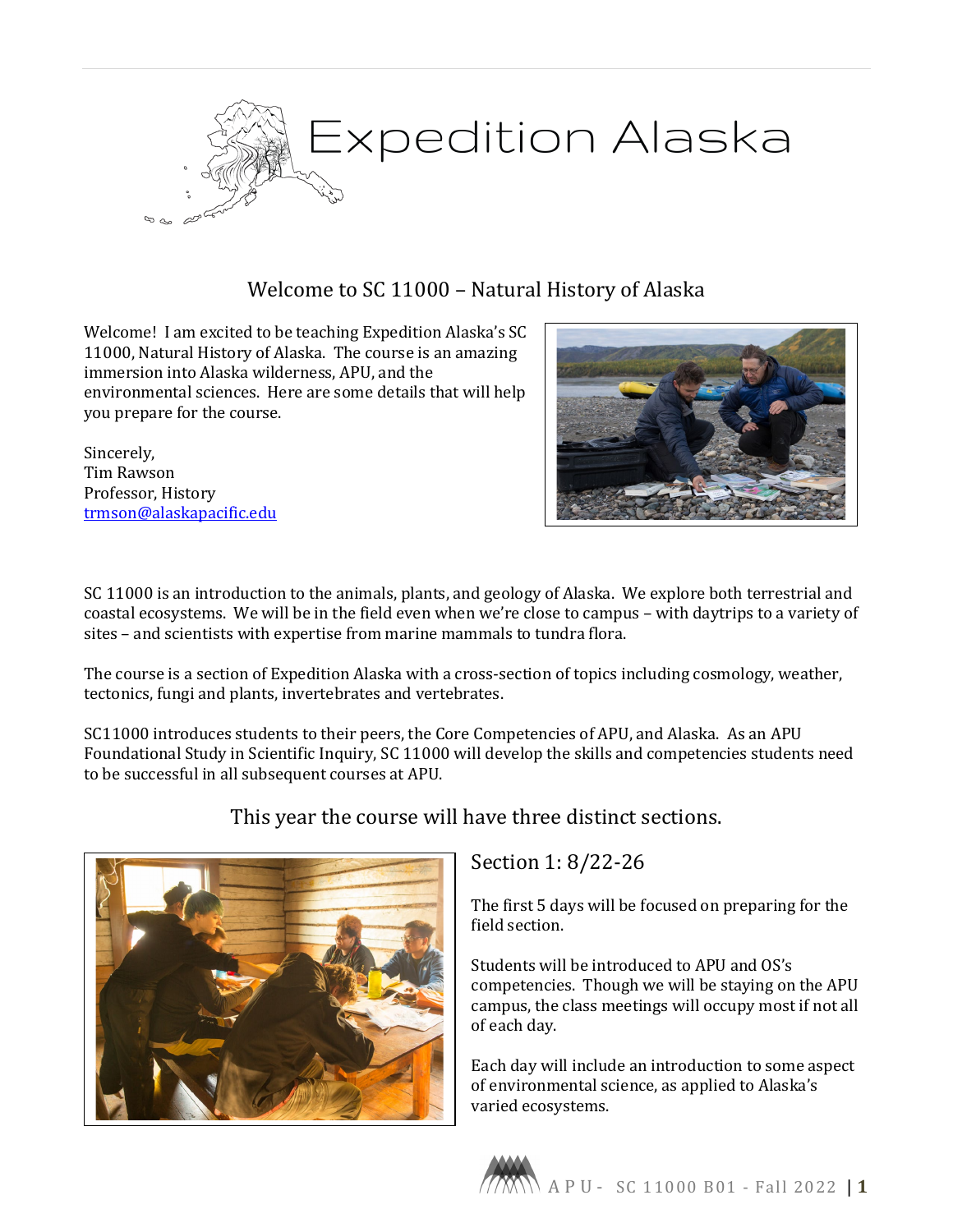# Expedition Alaska

## Welcome to SC 11000 – Natural History of Alaska

Welcome! I am excited to be teaching Expedition Alaska's SC 11000, Natural History of Alaska. The course is an amazing immersion into Alaska wilderness, APU, and the environmental sciences. Here are some details that will help you prepare for the course.

Sincerely,
Tim Rawson
Professor, History
trmson@alaskapacific.edu

SC 11000 is an introduction to the animals, plants, and geology of Alaska. We explore both terrestrial and coastal ecosystems. We will be in the field even when we're close to campus – with daytrips to a variety of sites – and scientists with expertise from marine mammals to tundra flora.

The course is a section of Expedition Alaska with a cross-section of topics including cosmology, weather, tectonics, fungi and plants, invertebrates and vertebrates.

SC11000 introduces students to their peers, the Core Competencies of APU, and Alaska. As an APU Foundational Study in Scientific Inquiry, SC 11000 will develop the skills and competencies students need to be successful in all subsequent courses at APU.

## This year the course will have three distinct sections.

### Section 1: 8/22-26

The first 5 days will be focused on preparing for the field section.

Students will be introduced to APU and OS's competencies. Though we will be staying on the APU campus, the class meetings will occupy most if not all of each day.

Each day will include an introduction to some aspect of environmental science, as applied to Alaska's varied ecosystems.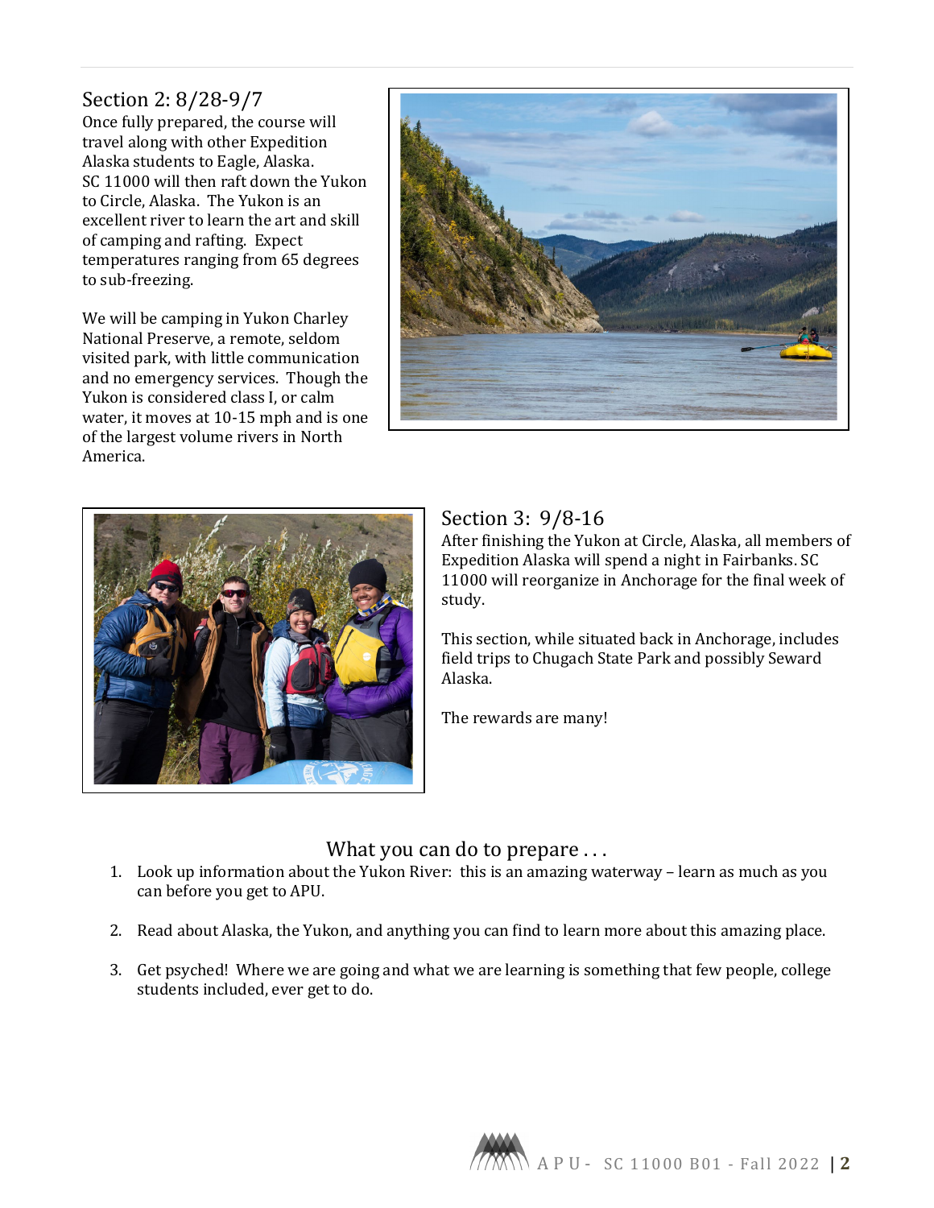## Section 2: 8/28-9/7

Once fully prepared, the course will travel along with other Expedition Alaska students to Eagle, Alaska. SC 11000 will then raft down the Yukon to Circle, Alaska. The Yukon is an excellent river to learn the art and skill of camping and rafting. Expect temperatures ranging from 65 degrees to sub-freezing.

We will be camping in Yukon Charley National Preserve, a remote, seldom visited park, with little communication and no emergency services. Though the Yukon is considered class I, or calm water, it moves at 10-15 mph and is one of the largest volume rivers in North America.

## Section 3: 9/8-16

After finishing the Yukon at Circle, Alaska, all members of Expedition Alaska will spend a night in Fairbanks. SC 11000 will reorganize in Anchorage for the final week of study.

This section, while situated back in Anchorage, includes field trips to Chugach State Park and possibly Seward Alaska.

The rewards are many!

## What you can do to prepare . . .

1. Look up information about the Yukon River: this is an amazing waterway – learn as much as you can before you get to APU.
2. Read about Alaska, the Yukon, and anything you can find to learn more about this amazing place.
3. Get psyched! Where we are going and what we are learning is something that few people, college students included, ever get to do.